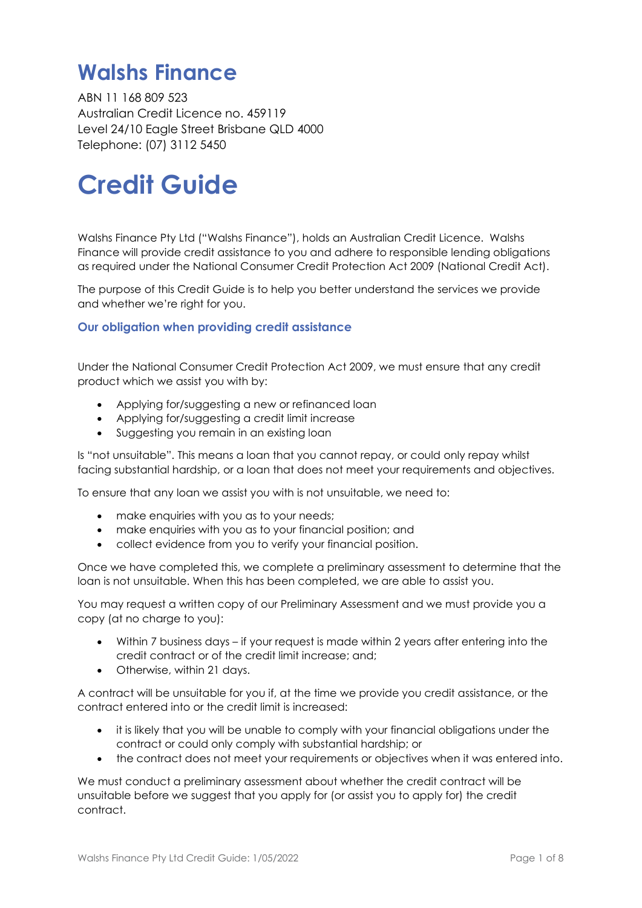# Walshs Finance

ABN 11 168 809 523
Australian Credit Licence no. 459119
Level 24/10 Eagle Street Brisbane QLD 4000
Telephone: (07) 3112 5450

# Credit Guide

Walshs Finance Pty Ltd ("Walshs Finance"), holds an Australian Credit Licence. Walshs Finance will provide credit assistance to you and adhere to responsible lending obligations as required under the National Consumer Credit Protection Act 2009 (National Credit Act).

The purpose of this Credit Guide is to help you better understand the services we provide and whether we're right for you.

### Our obligation when providing credit assistance

Under the National Consumer Credit Protection Act 2009, we must ensure that any credit product which we assist you with by:

- Applying for/suggesting a new or refinanced loan
- Applying for/suggesting a credit limit increase
- Suggesting you remain in an existing loan

Is "not unsuitable". This means a loan that you cannot repay, or could only repay whilst facing substantial hardship, or a loan that does not meet your requirements and objectives.

To ensure that any loan we assist you with is not unsuitable, we need to:

- make enquiries with you as to your needs;
- make enquiries with you as to your financial position; and
- collect evidence from you to verify your financial position.

Once we have completed this, we complete a preliminary assessment to determine that the loan is not unsuitable. When this has been completed, we are able to assist you.

You may request a written copy of our Preliminary Assessment and we must provide you a copy (at no charge to you):

- Within 7 business days – if your request is made within 2 years after entering into the credit contract or of the credit limit increase; and;
- Otherwise, within 21 days.

A contract will be unsuitable for you if, at the time we provide you credit assistance, or the contract entered into or the credit limit is increased:

- it is likely that you will be unable to comply with your financial obligations under the contract or could only comply with substantial hardship; or
- the contract does not meet your requirements or objectives when it was entered into.

We must conduct a preliminary assessment about whether the credit contract will be unsuitable before we suggest that you apply for (or assist you to apply for) the credit contract.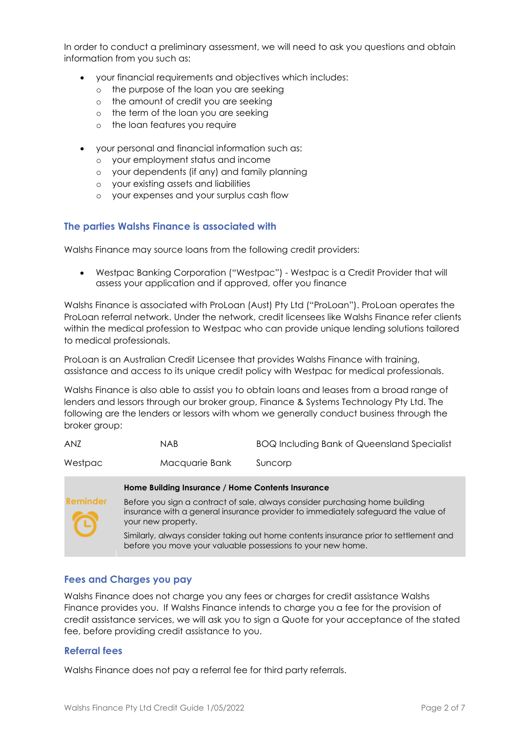In order to conduct a preliminary assessment, we will need to ask you questions and obtain information from you such as:

- your financial requirements and objectives which includes:
  - the purpose of the loan you are seeking
  - the amount of credit you are seeking
  - the term of the loan you are seeking
  - the loan features you require

- your personal and financial information such as:
  - your employment status and income
  - your dependents (if any) and family planning
  - your existing assets and liabilities
  - your expenses and your surplus cash flow

## The parties Walshs Finance is associated with

Walshs Finance may source loans from the following credit providers:

- Westpac Banking Corporation ("Westpac") - Westpac is a Credit Provider that will assess your application and if approved, offer you finance

Walshs Finance is associated with ProLoan (Aust) Pty Ltd ("ProLoan"). ProLoan operates the ProLoan referral network. Under the network, credit licensees like Walshs Finance refer clients within the medical profession to Westpac who can provide unique lending solutions tailored to medical professionals.

ProLoan is an Australian Credit Licensee that provides Walshs Finance with training, assistance and access to its unique credit policy with Westpac for medical professionals.

Walshs Finance is also able to assist you to obtain loans and leases from a broad range of lenders and lessors through our broker group, Finance & Systems Technology Pty Ltd. The following are the lenders or lessors with whom we generally conduct business through the broker group:

| | | |
|---|---|---|
| ANZ | NAB | BOQ Including Bank of Queensland Specialist |
| Westpac | Macquarie Bank | Suncorp |

**Reminder**

**Home Building Insurance / Home Contents Insurance**

Before you sign a contract of sale, always consider purchasing home building insurance with a general insurance provider to immediately safeguard the value of your new property.

Similarly, always consider taking out home contents insurance prior to settlement and before you move your valuable possessions to your new home.

## Fees and Charges you pay

Walshs Finance does not charge you any fees or charges for credit assistance Walshs Finance provides you. If Walshs Finance intends to charge you a fee for the provision of credit assistance services, we will ask you to sign a Quote for your acceptance of the stated fee, before providing credit assistance to you.

## Referral fees

Walshs Finance does not pay a referral fee for third party referrals.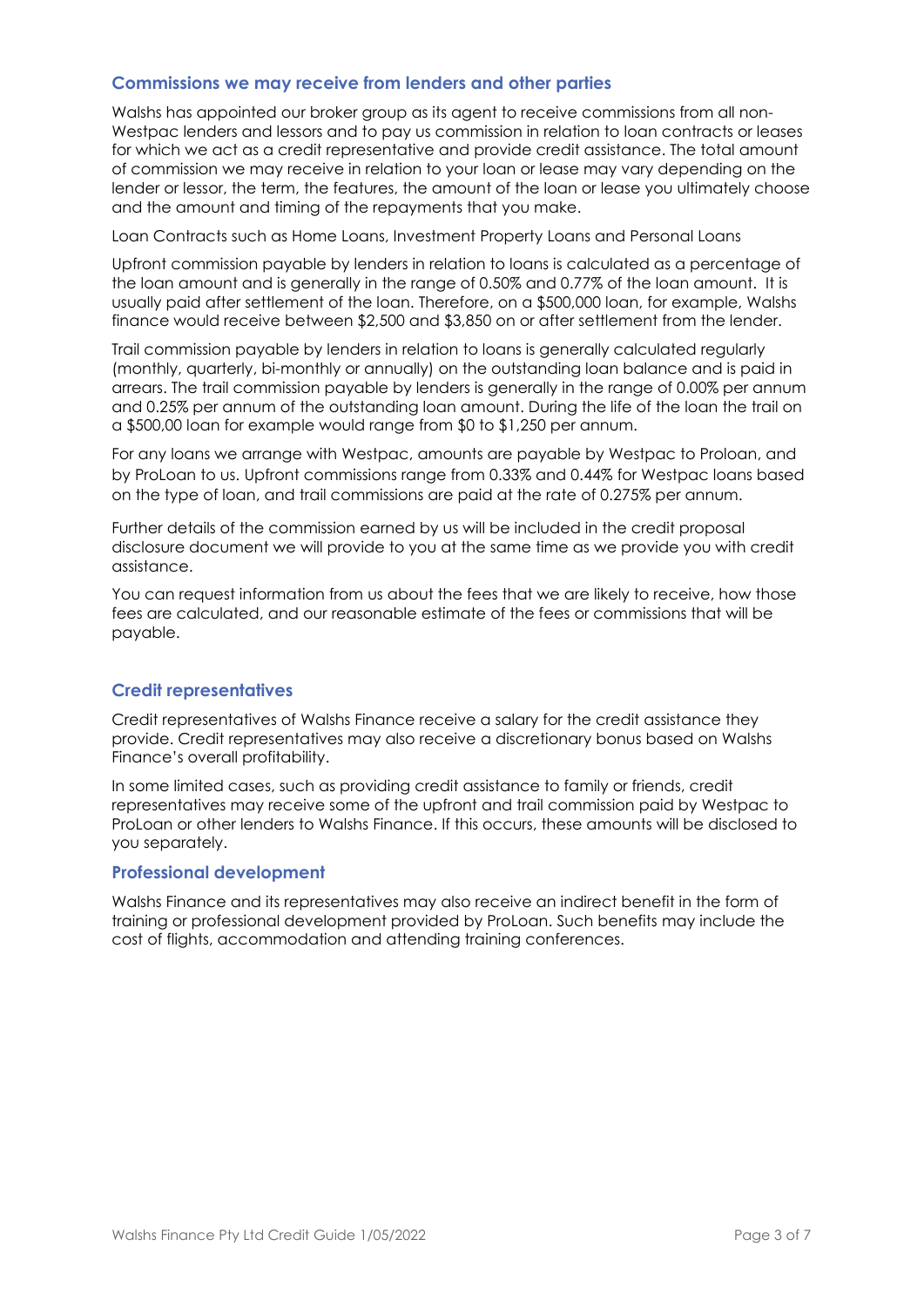## Commissions we may receive from lenders and other parties

Walshs has appointed our broker group as its agent to receive commissions from all non-Westpac lenders and lessors and to pay us commission in relation to loan contracts or leases for which we act as a credit representative and provide credit assistance. The total amount of commission we may receive in relation to your loan or lease may vary depending on the lender or lessor, the term, the features, the amount of the loan or lease you ultimately choose and the amount and timing of the repayments that you make.

Loan Contracts such as Home Loans, Investment Property Loans and Personal Loans

Upfront commission payable by lenders in relation to loans is calculated as a percentage of the loan amount and is generally in the range of 0.50% and 0.77% of the loan amount. It is usually paid after settlement of the loan. Therefore, on a $500,000 loan, for example, Walshs finance would receive between $2,500 and $3,850 on or after settlement from the lender.

Trail commission payable by lenders in relation to loans is generally calculated regularly (monthly, quarterly, bi-monthly or annually) on the outstanding loan balance and is paid in arrears. The trail commission payable by lenders is generally in the range of 0.00% per annum and 0.25% per annum of the outstanding loan amount. During the life of the loan the trail on a $500,00 loan for example would range from $0 to $1,250 per annum.

For any loans we arrange with Westpac, amounts are payable by Westpac to Proloan, and by ProLoan to us. Upfront commissions range from 0.33% and 0.44% for Westpac loans based on the type of loan, and trail commissions are paid at the rate of 0.275% per annum.

Further details of the commission earned by us will be included in the credit proposal disclosure document we will provide to you at the same time as we provide you with credit assistance.

You can request information from us about the fees that we are likely to receive, how those fees are calculated, and our reasonable estimate of the fees or commissions that will be payable.

## Credit representatives

Credit representatives of Walshs Finance receive a salary for the credit assistance they provide. Credit representatives may also receive a discretionary bonus based on Walshs Finance's overall profitability.

In some limited cases, such as providing credit assistance to family or friends, credit representatives may receive some of the upfront and trail commission paid by Westpac to ProLoan or other lenders to Walshs Finance. If this occurs, these amounts will be disclosed to you separately.

## Professional development

Walshs Finance and its representatives may also receive an indirect benefit in the form of training or professional development provided by ProLoan. Such benefits may include the cost of flights, accommodation and attending training conferences.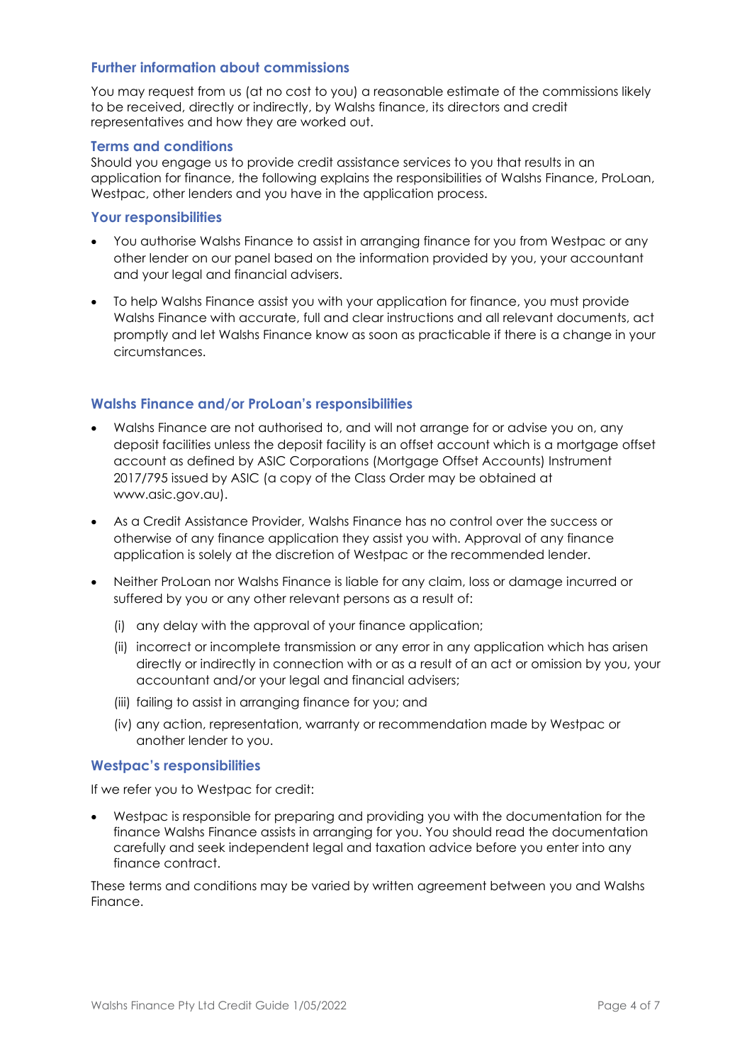## Further information about commissions

You may request from us (at no cost to you) a reasonable estimate of the commissions likely to be received, directly or indirectly, by Walshs finance, its directors and credit representatives and how they are worked out.

## Terms and conditions

Should you engage us to provide credit assistance services to you that results in an application for finance, the following explains the responsibilities of Walshs Finance, ProLoan, Westpac, other lenders and you have in the application process.

## Your responsibilities

- You authorise Walshs Finance to assist in arranging finance for you from Westpac or any other lender on our panel based on the information provided by you, your accountant and your legal and financial advisers.
- To help Walshs Finance assist you with your application for finance, you must provide Walshs Finance with accurate, full and clear instructions and all relevant documents, act promptly and let Walshs Finance know as soon as practicable if there is a change in your circumstances.

## Walshs Finance and/or ProLoan's responsibilities

- Walshs Finance are not authorised to, and will not arrange for or advise you on, any deposit facilities unless the deposit facility is an offset account which is a mortgage offset account as defined by ASIC Corporations (Mortgage Offset Accounts) Instrument 2017/795 issued by ASIC (a copy of the Class Order may be obtained at www.asic.gov.au).
- As a Credit Assistance Provider, Walshs Finance has no control over the success or otherwise of any finance application they assist you with. Approval of any finance application is solely at the discretion of Westpac or the recommended lender.
- Neither ProLoan nor Walshs Finance is liable for any claim, loss or damage incurred or suffered by you or any other relevant persons as a result of:
  - (i) any delay with the approval of your finance application;
  - (ii) incorrect or incomplete transmission or any error in any application which has arisen directly or indirectly in connection with or as a result of an act or omission by you, your accountant and/or your legal and financial advisers;
  - (iii) failing to assist in arranging finance for you; and
  - (iv) any action, representation, warranty or recommendation made by Westpac or another lender to you.

## Westpac's responsibilities

If we refer you to Westpac for credit:

- Westpac is responsible for preparing and providing you with the documentation for the finance Walshs Finance assists in arranging for you. You should read the documentation carefully and seek independent legal and taxation advice before you enter into any finance contract.

These terms and conditions may be varied by written agreement between you and Walshs Finance.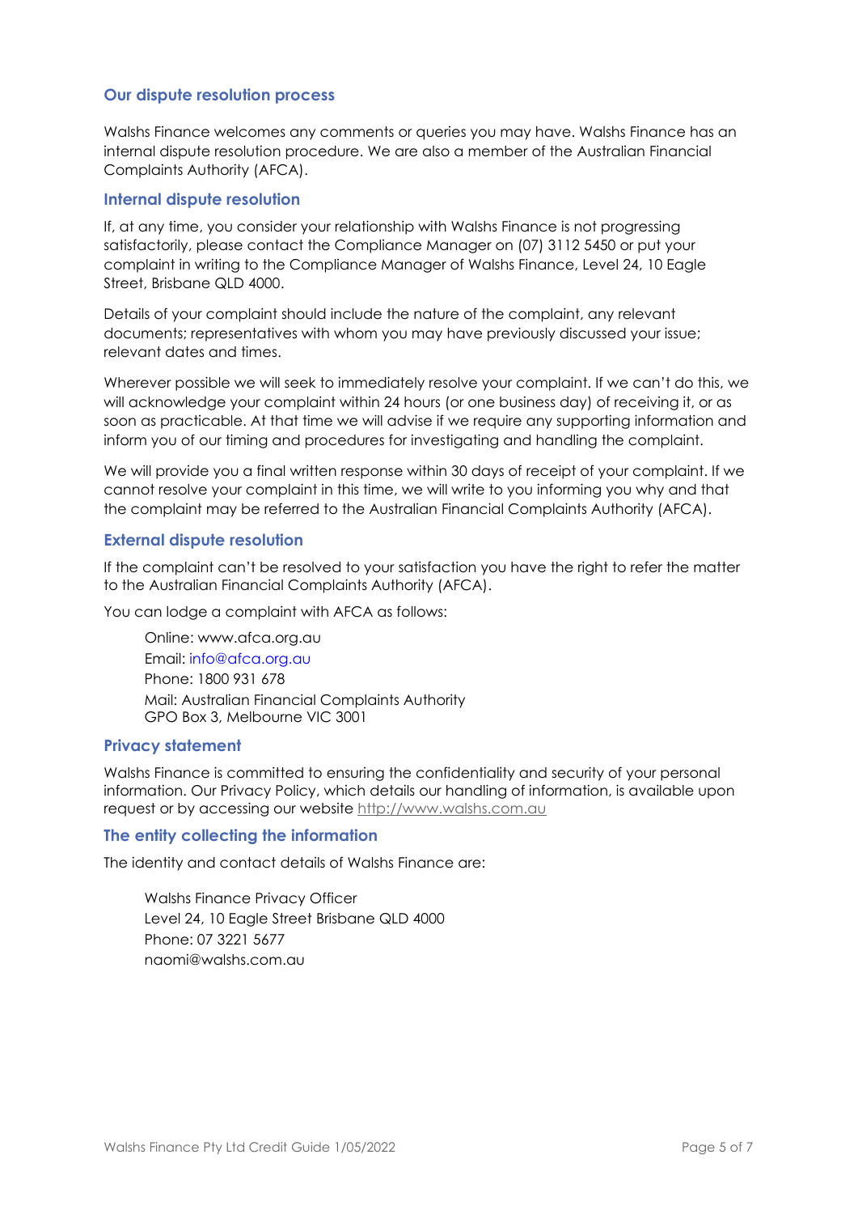## Our dispute resolution process

Walshs Finance welcomes any comments or queries you may have. Walshs Finance has an internal dispute resolution procedure. We are also a member of the Australian Financial Complaints Authority (AFCA).

### Internal dispute resolution

If, at any time, you consider your relationship with Walshs Finance is not progressing satisfactorily, please contact the Compliance Manager on (07) 3112 5450 or put your complaint in writing to the Compliance Manager of Walshs Finance, Level 24, 10 Eagle Street, Brisbane QLD 4000.

Details of your complaint should include the nature of the complaint, any relevant documents; representatives with whom you may have previously discussed your issue; relevant dates and times.

Wherever possible we will seek to immediately resolve your complaint. If we can't do this, we will acknowledge your complaint within 24 hours (or one business day) of receiving it, or as soon as practicable. At that time we will advise if we require any supporting information and inform you of our timing and procedures for investigating and handling the complaint.

We will provide you a final written response within 30 days of receipt of your complaint. If we cannot resolve your complaint in this time, we will write to you informing you why and that the complaint may be referred to the Australian Financial Complaints Authority (AFCA).

### External dispute resolution

If the complaint can't be resolved to your satisfaction you have the right to refer the matter to the Australian Financial Complaints Authority (AFCA).

You can lodge a complaint with AFCA as follows:

Online: www.afca.org.au
Email: info@afca.org.au
Phone: 1800 931 678
Mail: Australian Financial Complaints Authority
GPO Box 3, Melbourne VIC 3001

### Privacy statement

Walshs Finance is committed to ensuring the confidentiality and security of your personal information. Our Privacy Policy, which details our handling of information, is available upon request or by accessing our website http://www.walshs.com.au

### The entity collecting the information

The identity and contact details of Walshs Finance are:

Walshs Finance Privacy Officer
Level 24, 10 Eagle Street Brisbane QLD 4000
Phone: 07 3221 5677
naomi@walshs.com.au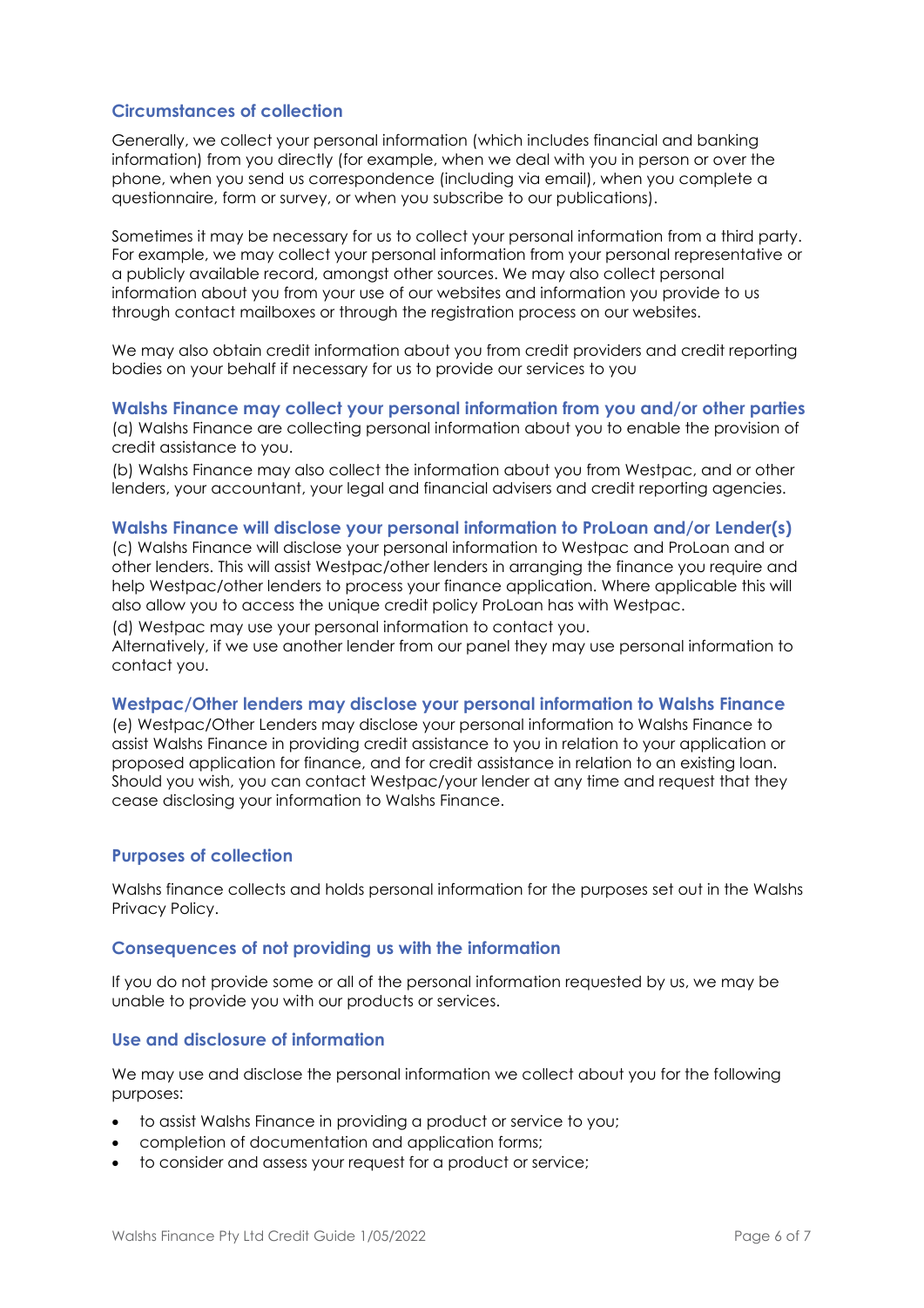## Circumstances of collection

Generally, we collect your personal information (which includes financial and banking information) from you directly (for example, when we deal with you in person or over the phone, when you send us correspondence (including via email), when you complete a questionnaire, form or survey, or when you subscribe to our publications).

Sometimes it may be necessary for us to collect your personal information from a third party. For example, we may collect your personal information from your personal representative or a publicly available record, amongst other sources. We may also collect personal information about you from your use of our websites and information you provide to us through contact mailboxes or through the registration process on our websites.

We may also obtain credit information about you from credit providers and credit reporting bodies on your behalf if necessary for us to provide our services to you

## Walshs Finance may collect your personal information from you and/or other parties

(a) Walshs Finance are collecting personal information about you to enable the provision of credit assistance to you.

(b) Walshs Finance may also collect the information about you from Westpac, and or other lenders, your accountant, your legal and financial advisers and credit reporting agencies.

## Walshs Finance will disclose your personal information to ProLoan and/or Lender(s)

(c) Walshs Finance will disclose your personal information to Westpac and ProLoan and or other lenders. This will assist Westpac/other lenders in arranging the finance you require and help Westpac/other lenders to process your finance application. Where applicable this will also allow you to access the unique credit policy ProLoan has with Westpac.

(d) Westpac may use your personal information to contact you.
Alternatively, if we use another lender from our panel they may use personal information to contact you.

## Westpac/Other lenders may disclose your personal information to Walshs Finance

(e) Westpac/Other Lenders may disclose your personal information to Walshs Finance to assist Walshs Finance in providing credit assistance to you in relation to your application or proposed application for finance, and for credit assistance in relation to an existing loan. Should you wish, you can contact Westpac/your lender at any time and request that they cease disclosing your information to Walshs Finance.

## Purposes of collection

Walshs finance collects and holds personal information for the purposes set out in the Walshs Privacy Policy.

## Consequences of not providing us with the information

If you do not provide some or all of the personal information requested by us, we may be unable to provide you with our products or services.

## Use and disclosure of information

We may use and disclose the personal information we collect about you for the following purposes:

- to assist Walshs Finance in providing a product or service to you;
- completion of documentation and application forms;
- to consider and assess your request for a product or service;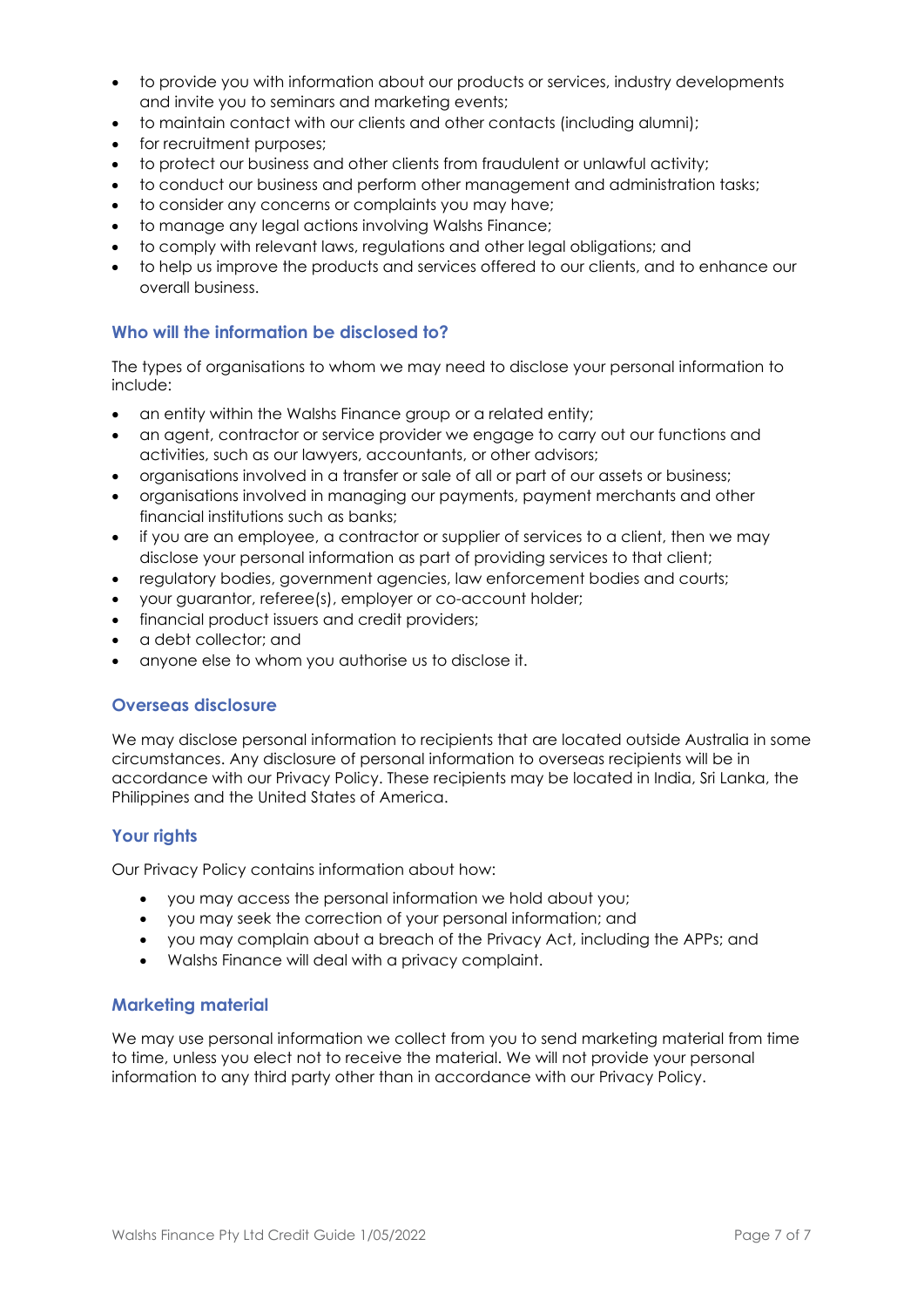- to provide you with information about our products or services, industry developments and invite you to seminars and marketing events;
- to maintain contact with our clients and other contacts (including alumni);
- for recruitment purposes;
- to protect our business and other clients from fraudulent or unlawful activity;
- to conduct our business and perform other management and administration tasks;
- to consider any concerns or complaints you may have;
- to manage any legal actions involving Walshs Finance;
- to comply with relevant laws, regulations and other legal obligations; and
- to help us improve the products and services offered to our clients, and to enhance our overall business.

## Who will the information be disclosed to?

The types of organisations to whom we may need to disclose your personal information to include:

- an entity within the Walshs Finance group or a related entity;
- an agent, contractor or service provider we engage to carry out our functions and activities, such as our lawyers, accountants, or other advisors;
- organisations involved in a transfer or sale of all or part of our assets or business;
- organisations involved in managing our payments, payment merchants and other financial institutions such as banks;
- if you are an employee, a contractor or supplier of services to a client, then we may disclose your personal information as part of providing services to that client;
- regulatory bodies, government agencies, law enforcement bodies and courts;
- your guarantor, referee(s), employer or co-account holder;
- financial product issuers and credit providers;
- a debt collector; and
- anyone else to whom you authorise us to disclose it.

## Overseas disclosure

We may disclose personal information to recipients that are located outside Australia in some circumstances. Any disclosure of personal information to overseas recipients will be in accordance with our Privacy Policy. These recipients may be located in India, Sri Lanka, the Philippines and the United States of America.

## Your rights

Our Privacy Policy contains information about how:

- you may access the personal information we hold about you;
- you may seek the correction of your personal information; and
- you may complain about a breach of the Privacy Act, including the APPs; and
- Walshs Finance will deal with a privacy complaint.

## Marketing material

We may use personal information we collect from you to send marketing material from time to time, unless you elect not to receive the material. We will not provide your personal information to any third party other than in accordance with our Privacy Policy.